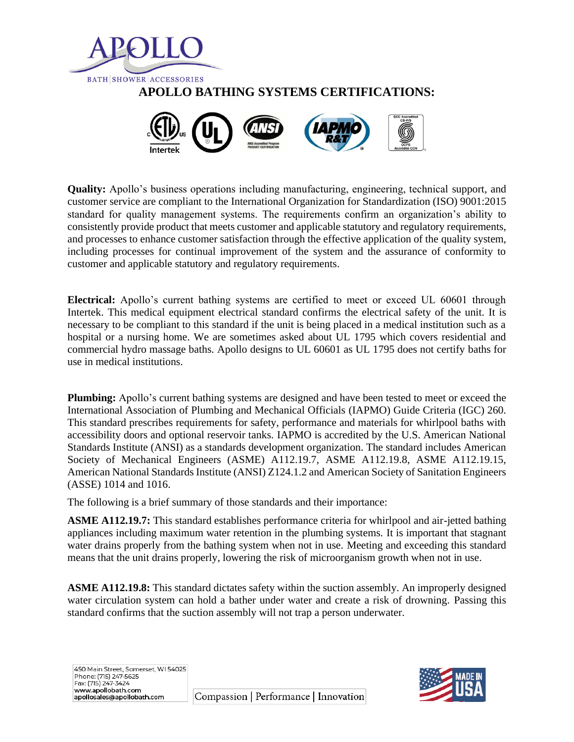# APOLLO BATHING SYSTEMS CERTIFICATIONS:

**Quality:** Apollo's business operations including manufacturing, engineering, technical support, and customer service are compliant to the International Organization for Standardization (ISO) 9001:2015 standard for quality management systems. The requirements confirm an organization's ability to consistently provide product that meets customer and applicable statutory and regulatory requirements, and processes to enhance customer satisfaction through the effective application of the quality system, including processes for continual improvement of the system and the assurance of conformity to customer and applicable statutory and regulatory requirements.

**Electrical:** Apollo's current bathing systems are certified to meet or exceed UL 60601 through Intertek. This medical equipment electrical standard confirms the electrical safety of the unit. It is necessary to be compliant to this standard if the unit is being placed in a medical institution such as a hospital or a nursing home. We are sometimes asked about UL 1795 which covers residential and commercial hydro massage baths. Apollo designs to UL 60601 as UL 1795 does not certify baths for use in medical institutions.

**Plumbing:** Apollo's current bathing systems are designed and have been tested to meet or exceed the International Association of Plumbing and Mechanical Officials (IAPMO) Guide Criteria (IGC) 260. This standard prescribes requirements for safety, performance and materials for whirlpool baths with accessibility doors and optional reservoir tanks. IAPMO is accredited by the U.S. American National Standards Institute (ANSI) as a standards development organization. The standard includes American Society of Mechanical Engineers (ASME) A112.19.7, ASME A112.19.8, ASME A112.19.15, American National Standards Institute (ANSI) Z124.1.2 and American Society of Sanitation Engineers (ASSE) 1014 and 1016.

The following is a brief summary of those standards and their importance:

**ASME A112.19.7:** This standard establishes performance criteria for whirlpool and air-jetted bathing appliances including maximum water retention in the plumbing systems. It is important that stagnant water drains properly from the bathing system when not in use. Meeting and exceeding this standard means that the unit drains properly, lowering the risk of microorganism growth when not in use.

**ASME A112.19.8:** This standard dictates safety within the suction assembly. An improperly designed water circulation system can hold a bather under water and create a risk of drowning. Passing this standard confirms that the suction assembly will not trap a person underwater.

450 Main Street, Somerset, WI 54025
Phone: (715) 247-5625
Fax: (715) 247-3424
www.apollobath.com
apollosales@apollobath.com

Compassion | Performance | Innovation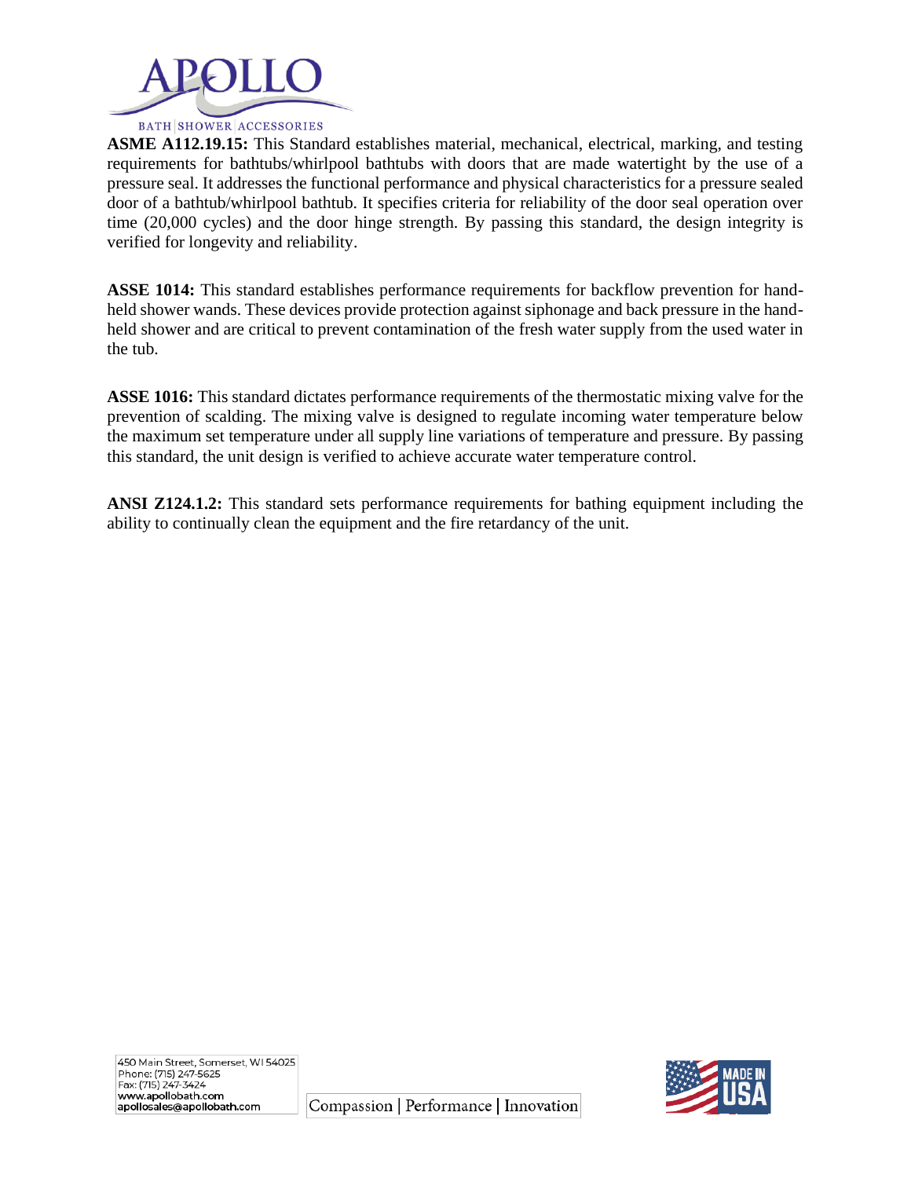**ASME A112.19.15:** This Standard establishes material, mechanical, electrical, marking, and testing requirements for bathtubs/whirlpool bathtubs with doors that are made watertight by the use of a pressure seal. It addresses the functional performance and physical characteristics for a pressure sealed door of a bathtub/whirlpool bathtub. It specifies criteria for reliability of the door seal operation over time (20,000 cycles) and the door hinge strength. By passing this standard, the design integrity is verified for longevity and reliability.

**ASSE 1014:** This standard establishes performance requirements for backflow prevention for hand-held shower wands. These devices provide protection against siphonage and back pressure in the hand-held shower and are critical to prevent contamination of the fresh water supply from the used water in the tub.

**ASSE 1016:** This standard dictates performance requirements of the thermostatic mixing valve for the prevention of scalding. The mixing valve is designed to regulate incoming water temperature below the maximum set temperature under all supply line variations of temperature and pressure. By passing this standard, the unit design is verified to achieve accurate water temperature control.

**ANSI Z124.1.2:** This standard sets performance requirements for bathing equipment including the ability to continually clean the equipment and the fire retardancy of the unit.